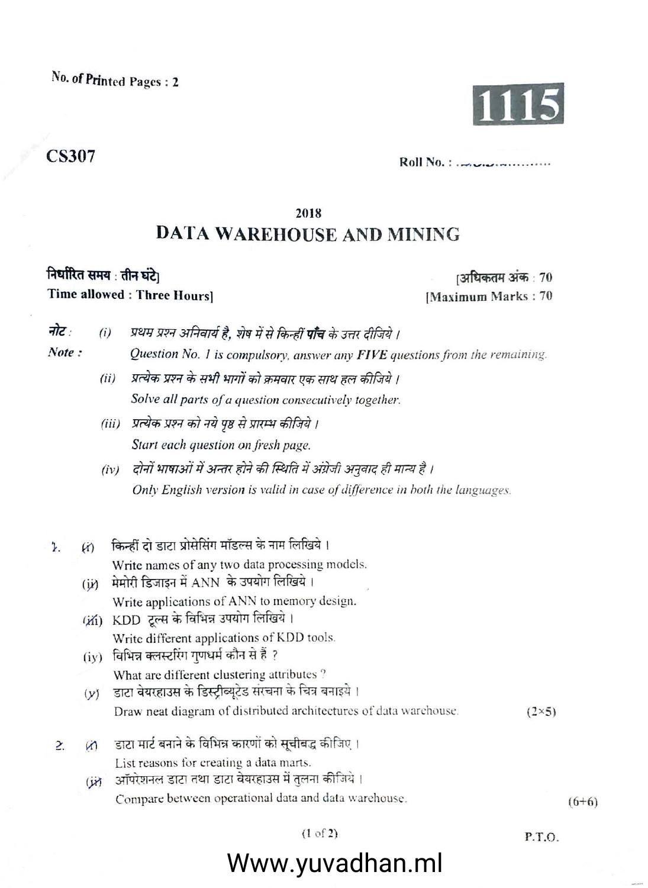No. of Printed Pages : 2

**1115**

**CS307**

Roll No. : ..................

2018

# DATA WAREHOUSE AND MINING

**निर्धारित समय : तीन घंटे]** **[अधिकतम अंक : 70**

**Time allowed : Three Hours]** **[Maximum Marks : 70**

**नोट :** (i) *प्रथम प्रश्न अनिवार्य है, शेष में से किन्हीं **पाँच** के उत्तर दीजिये ।*

**Note :** *Question No. 1 is compulsory, answer any **FIVE** questions from the remaining.*

(ii) *प्रत्येक प्रश्न के सभी भागों को क्रमवार एक साथ हल कीजिये ।*

*Solve all parts of a question consecutively together.*

(iii) *प्रत्येक प्रश्न को नये पृष्ठ से प्रारम्भ कीजिये ।*

*Start each question on fresh page.*

(iv) *दोनों भाषाओं में अन्तर होने की स्थिति में अंग्रेजी अनुवाद ही मान्य है ।*

*Only English version is valid in case of difference in both the languages.*

1. (i) किन्हीं दो डाटा प्रोसेसिंग मॉडल्स के नाम लिखिये ।
   Write names of any two data processing models.

   (ii) मेमोरी डिजाइन में ANN के उपयोग लिखिये ।
   Write applications of ANN to memory design.

   (iii) KDD टूल्स के विभिन्न उपयोग लिखिये ।
   Write different applications of KDD tools.

   (iv) विभिन्न क्लस्टरिंग गुणधर्म कौन से हैं ?
   What are different clustering attributes ?

   (v) डाटा वेयरहाउस के डिस्ट्रीब्यूटेड संरचना के चित्र बनाइये ।
   Draw neat diagram of distributed architectures of data warehouse. (2×5)

2. (i) डाटा मार्ट बनाने के विभिन्न कारणों को सूचीबद्ध कीजिए ।
   List reasons for creating a data marts.

   (ii) ऑपरेशनल डाटा तथा डाटा वेयरहाउस में तुलना कीजिये ।
   Compare between operational data and data warehouse. (6+6)

P.T.O.

Www.yuvadhan.ml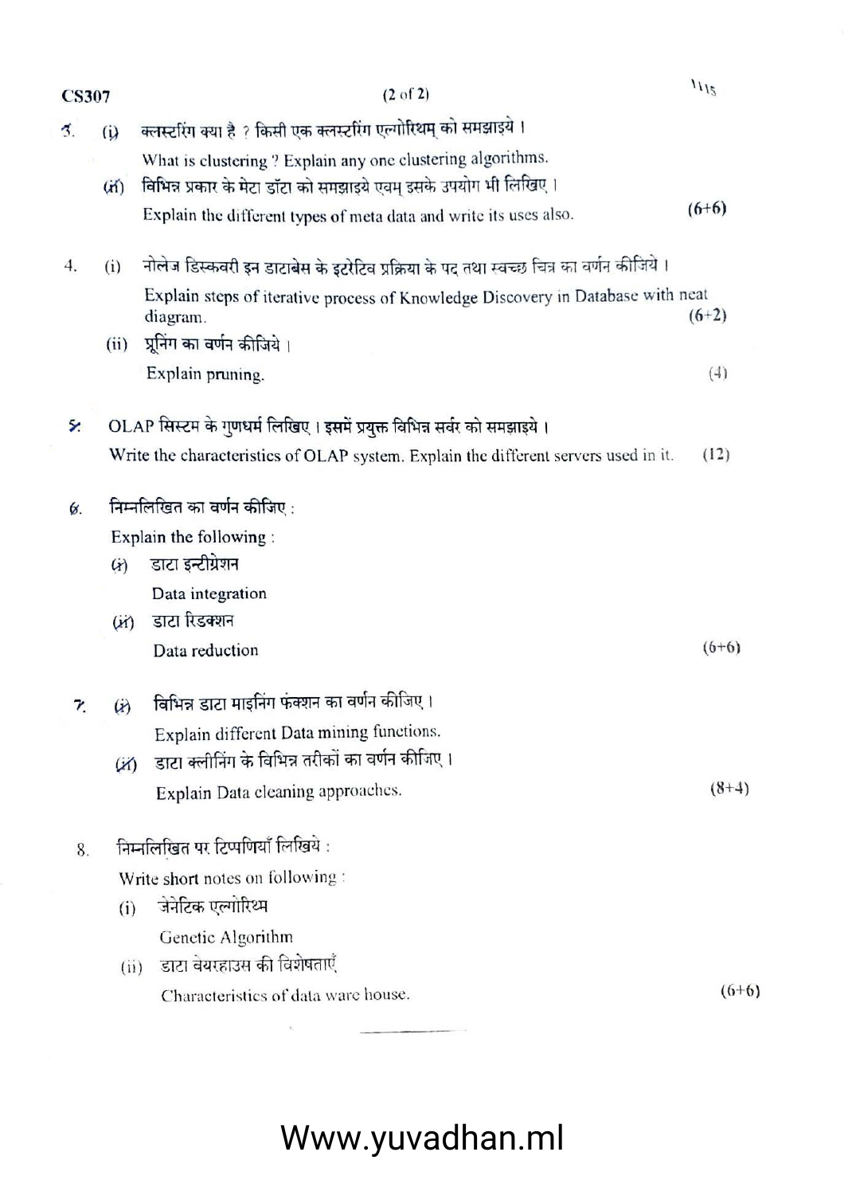3. (i) क्लस्टरिंग क्या है ? किसी एक क्लस्टरिंग एल्गोरिथम् को समझाइये ।

   What is clustering ? Explain any one clustering algorithms.

   (ii) विभिन्न प्रकार के मेटा डॉटा को समझाइये एवम् इसके उपयोग भी लिखिए ।

   Explain the different types of meta data and write its uses also. **(6+6)**

4. (i) नोलेज डिस्कवरी इन डाटाबेस के इटरेटिव प्रक्रिया के पद तथा स्वच्छ चित्र का वर्णन कीजिये ।

   Explain steps of iterative process of Knowledge Discovery in Database with neat diagram. (6+2)

   (ii) प्रूनिंग का वर्णन कीजिये ।

   Explain pruning. (4)

5. OLAP सिस्टम के गुणधर्म लिखिए । इसमें प्रयुक्त विभिन्न सर्वर को समझाइये ।

   Write the characteristics of OLAP system. Explain the different servers used in it. (12)

6. निम्नलिखित का वर्णन कीजिए :

   Explain the following :

   (i) डाटा इन्टीग्रेशन

   Data integration

   (ii) डाटा रिडक्शन

   Data reduction (6+6)

7. (i) विभिन्न डाटा माइनिंग फंक्शन का वर्णन कीजिए ।

   Explain different Data mining functions.

   (ii) डाटा क्लीनिंग के विभिन्न तरीकों का वर्णन कीजिए ।

   Explain Data cleaning approaches. (8+4)

8. निम्नलिखित पर टिप्पणियाँ लिखिये :

   Write short notes on following :

   (i) जेनेटिक एल्गोरिथ्म

   Genetic Algorithm

   (ii) डाटा वेयरहाउस की विशेषताएँ

   Characteristics of data ware house. (6+6)